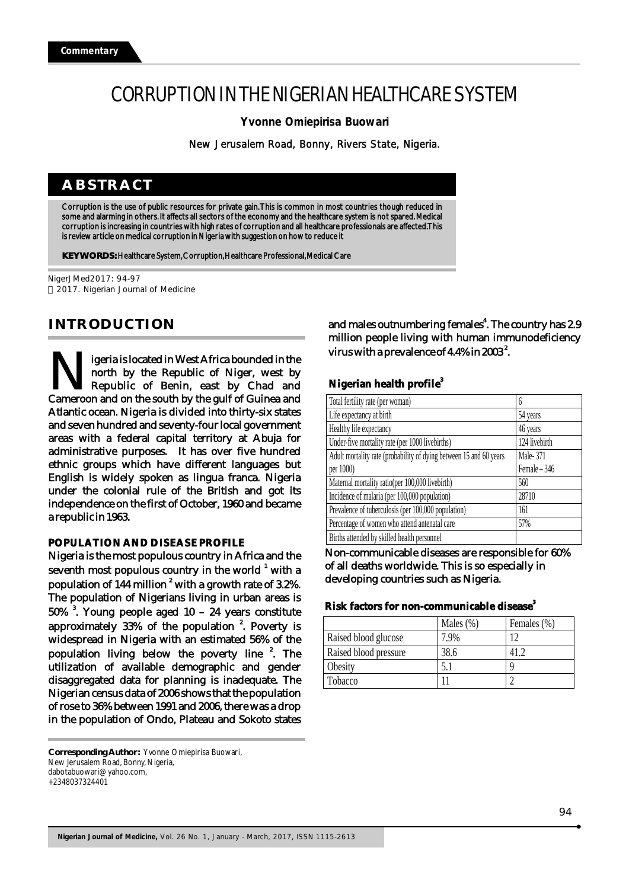Commentary

# CORRUPTION IN THE NIGERIAN HEALTHCARE SYSTEM

**Yvonne Omiepirisa Buowari**

New Jerusalem Road, Bonny, Rivers State, Nigeria.

## ABSTRACT

Corruption is the use of public resources for private gain.This is common in most countries though reduced in some and alarming in others.It affects all sectors of the economy and the healthcare system is not spared.Medical corruption is increasing in countries with high rates of corruption and all healthcare professionals are affected.This is review article on medical corruption in Nigeria with suggestion on how to reduce it

**KEYWORDS:** Healthcare System,Corruption,Healthcare Professional,Medical Care

NigerJMed2017: 94-97
2017. Nigerian Journal of Medicine

## INTRODUCTION

Nigeria is located in West Africa bounded in the north by the Republic of Niger, west by Republic of Benin, east by Chad and Cameroon and on the south by the gulf of Guinea and Atlantic ocean. Nigeria is divided into thirty-six states and seven hundred and seventy-four local government areas with a federal capital territory at Abuja for administrative purposes. It has over five hundred ethnic groups which have different languages but English is widely spoken as lingua franca. Nigeria under the colonial rule of the British and got its independence on the first of October, 1960 and became a republic in 1963.

### POPULATION AND DISEASE PROFILE

Nigeria is the most populous country in Africa and the seventh most populous country in the world [1] with a population of 144 million [2] with a growth rate of 3.2%. The population of Nigerians living in urban areas is 50% [3]. Young people aged 10 – 24 years constitute approximately 33% of the population [2]. Poverty is widespread in Nigeria with an estimated 56% of the population living below the poverty line [2]. The utilization of available demographic and gender disaggregated data for planning is inadequate. The Nigerian census data of 2006 shows that the population of rose to 36% between 1991 and 2006, there was a drop in the population of Ondo, Plateau and Sokoto states and males outnumbering females[4]. The country has 2.9 million people living with human immunodeficiency virus with a prevalence of 4.4% in 2003[2].

**Corresponding Author:** Yvonne Omiepirisa Buowari, New Jerusalem Road, Bonny, Nigeria, dabotabuowari@yahoo.com, +2348037324401

### Nigerian health profile[3]

| | |
|---|---|
| Total fertility rate (per woman) | 6 |
| Life expectancy at birth | 54 years |
| Healthy life expectancy | 46 years |
| Under-five mortality rate (per 1000 livebirths) | 124 livebirth |
| Adult mortality rate (probability of dying between 15 and 60 years per 1000) | Male- 371 Female – 346 |
| Maternal mortality ratio(per 100,000 livebirth) | 560 |
| Incidence of malaria (per 100,000 population) | 28710 |
| Prevalence of tuberculosis (per 100,000 population) | 161 |
| Percentage of women who attend antenatal care | 57% |
| Births attended by skilled health personnel | |

Non-communicable diseases are responsible for 60% of all deaths worldwide. This is so especially in developing countries such as Nigeria.

### Risk factors for non-communicable disease[3]

| | Males (%) | Females (%) |
|---|---|---|
| Raised blood glucose | 7.9% | 12 |
| Raised blood pressure | 38.6 | 41.2 |
| Obesity | 5.1 | 9 |
| Tobacco | 11 | 2 |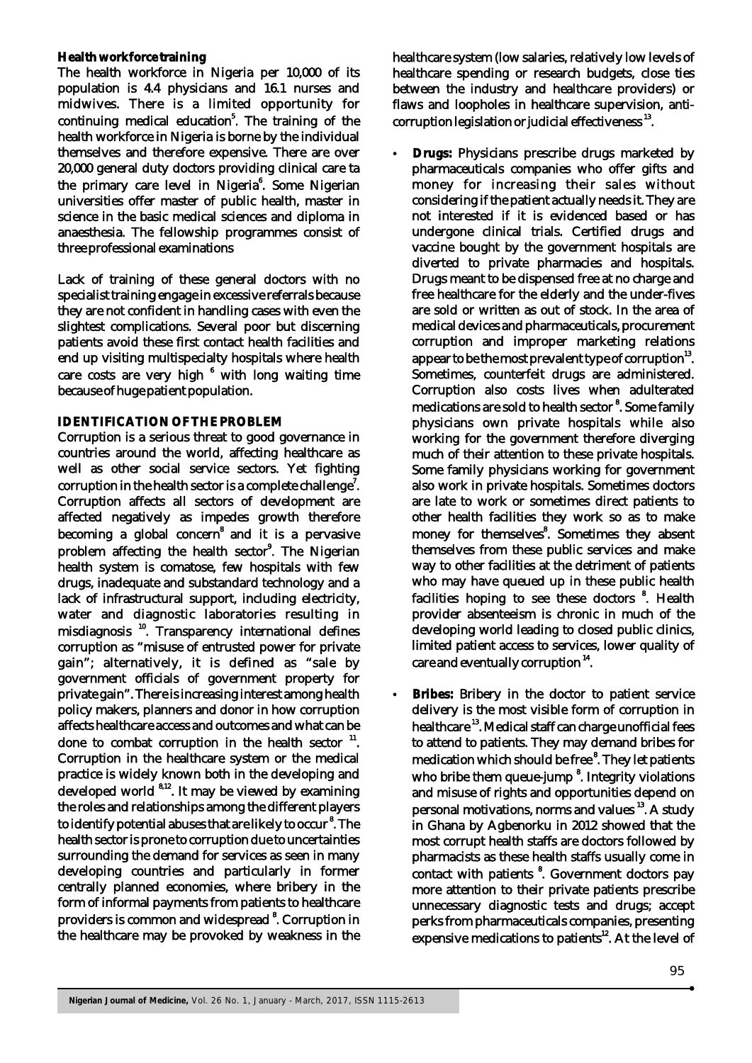**Health workforce training**

The health workforce in Nigeria per 10,000 of its population is 4.4 physicians and 16.1 nurses and midwives. There is a limited opportunity for continuing medical education[5]. The training of the health workforce in Nigeria is borne by the individual themselves and therefore expensive. There are over 20,000 general duty doctors providing clinical care ta the primary care level in Nigeria[6]. Some Nigerian universities offer master of public health, master in science in the basic medical sciences and diploma in anaesthesia. The fellowship programmes consist of three professional examinations

Lack of training of these general doctors with no specialist training engage in excessive referrals because they are not confident in handling cases with even the slightest complications. Several poor but discerning patients avoid these first contact health facilities and end up visiting multispecialty hospitals where health care costs are very high [6] with long waiting time because of huge patient population.

## IDENTIFICATION OF THE PROBLEM

Corruption is a serious threat to good governance in countries around the world, affecting healthcare as well as other social service sectors. Yet fighting corruption in the health sector is a complete challenge[7]. Corruption affects all sectors of development are affected negatively as impedes growth therefore becoming a global concern[8] and it is a pervasive problem affecting the health sector[9]. The Nigerian health system is comatose, few hospitals with few drugs, inadequate and substandard technology and a lack of infrastructural support, including electricity, water and diagnostic laboratories resulting in misdiagnosis [10]. Transparency international defines corruption as "misuse of entrusted power for private gain"; alternatively, it is defined as "sale by government officials of government property for private gain". There is increasing interest among health policy makers, planners and donor in how corruption affects healthcare access and outcomes and what can be done to combat corruption in the health sector [11]. Corruption in the healthcare system or the medical practice is widely known both in the developing and developed world [8,12]. It may be viewed by examining the roles and relationships among the different players to identify potential abuses that are likely to occur [8]. The health sector is prone to corruption due to uncertainties surrounding the demand for services as seen in many developing countries and particularly in former centrally planned economies, where bribery in the form of informal payments from patients to healthcare providers is common and widespread [8]. Corruption in the healthcare may be provoked by weakness in the healthcare system (low salaries, relatively low levels of healthcare spending or research budgets, close ties between the industry and healthcare providers) or flaws and loopholes in healthcare supervision, anti-corruption legislation or judicial effectiveness [13].

- **Drugs:** Physicians prescribe drugs marketed by pharmaceuticals companies who offer gifts and money for increasing their sales without considering if the patient actually needs it. They are not interested if it is evidenced based or has undergone clinical trials. Certified drugs and vaccine bought by the government hospitals are diverted to private pharmacies and hospitals. Drugs meant to be dispensed free at no charge and free healthcare for the elderly and the under-fives are sold or written as out of stock. In the area of medical devices and pharmaceuticals, procurement corruption and improper marketing relations appear to be the most prevalent type of corruption[13]. Sometimes, counterfeit drugs are administered. Corruption also costs lives when adulterated medications are sold to health sector [8]. Some family physicians own private hospitals while also working for the government therefore diverging much of their attention to these private hospitals. Some family physicians working for government also work in private hospitals. Sometimes doctors are late to work or sometimes direct patients to other health facilities they work so as to make money for themselves[8]. Sometimes they absent themselves from these public services and make way to other facilities at the detriment of patients who may have queued up in these public health facilities hoping to see these doctors [8]. Health provider absenteeism is chronic in much of the developing world leading to closed public clinics, limited patient access to services, lower quality of care and eventually corruption [14].

- **Bribes:** Bribery in the doctor to patient service delivery is the most visible form of corruption in healthcare [13]. Medical staff can charge unofficial fees to attend to patients. They may demand bribes for medication which should be free[8]. They let patients who bribe them queue-jump [8]. Integrity violations and misuse of rights and opportunities depend on personal motivations, norms and values [13]. A study in Ghana by Agbenorku in 2012 showed that the most corrupt health staffs are doctors followed by pharmacists as these health staffs usually come in contact with patients [8]. Government doctors pay more attention to their private patients prescribe unnecessary diagnostic tests and drugs; accept perks from pharmaceuticals companies, presenting expensive medications to patients[12]. At the level of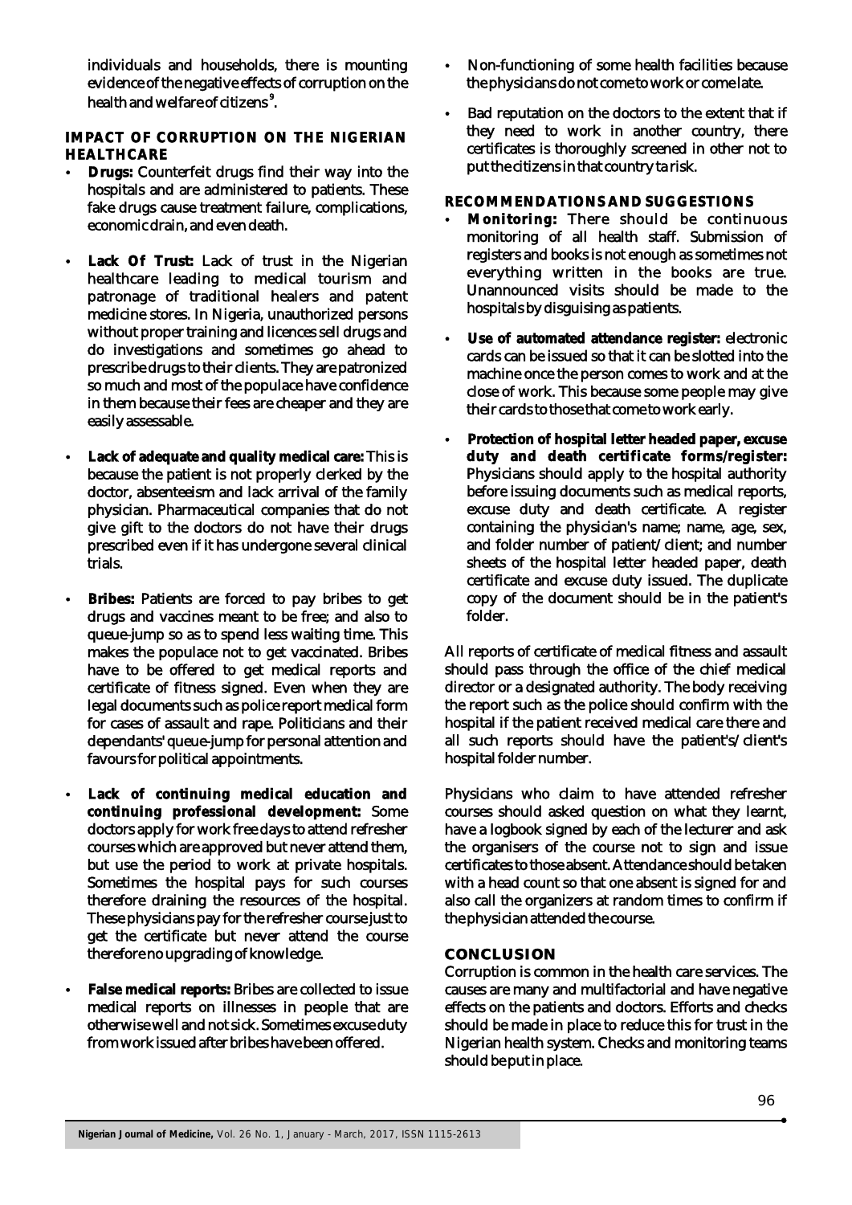individuals and households, there is mounting evidence of the negative effects of corruption on the health and welfare of citizens[9].

## IMPACT OF CORRUPTION ON THE NIGERIAN HEALTHCARE

- **Drugs:** Counterfeit drugs find their way into the hospitals and are administered to patients. These fake drugs cause treatment failure, complications, economic drain, and even death.

- **Lack Of Trust:** Lack of trust in the Nigerian healthcare leading to medical tourism and patronage of traditional healers and patent medicine stores. In Nigeria, unauthorized persons without proper training and licences sell drugs and do investigations and sometimes go ahead to prescribe drugs to their clients. They are patronized so much and most of the populace have confidence in them because their fees are cheaper and they are easily assessable.

- **Lack of adequate and quality medical care:** This is because the patient is not properly clerked by the doctor, absenteeism and lack arrival of the family physician. Pharmaceutical companies that do not give gift to the doctors do not have their drugs prescribed even if it has undergone several clinical trials.

- **Bribes:** Patients are forced to pay bribes to get drugs and vaccines meant to be free; and also to queue-jump so as to spend less waiting time. This makes the populace not to get vaccinated. Bribes have to be offered to get medical reports and certificate of fitness signed. Even when they are legal documents such as police report medical form for cases of assault and rape. Politicians and their dependants' queue-jump for personal attention and favours for political appointments.

- **Lack of continuing medical education and continuing professional development:** Some doctors apply for work free days to attend refresher courses which are approved but never attend them, but use the period to work at private hospitals. Sometimes the hospital pays for such courses therefore draining the resources of the hospital. These physicians pay for the refresher course just to get the certificate but never attend the course therefore no upgrading of knowledge.

- **False medical reports:** Bribes are collected to issue medical reports on illnesses in people that are otherwise well and not sick. Sometimes excuse duty from work issued after bribes have been offered.

- Non-functioning of some health facilities because the physicians do not come to work or come late.

- Bad reputation on the doctors to the extent that if they need to work in another country, there certificates is thoroughly screened in other not to put the citizens in that country ta risk.

## RECOMMENDATIONS AND SUGGESTIONS

- **Monitoring:** There should be continuous monitoring of all health staff. Submission of registers and books is not enough as sometimes not everything written in the books are true. Unannounced visits should be made to the hospitals by disguising as patients.

- **Use of automated attendance register:** electronic cards can be issued so that it can be slotted into the machine once the person comes to work and at the close of work. This because some people may give their cards to those that come to work early.

- **Protection of hospital letter headed paper, excuse duty and death certificate forms/register:** Physicians should apply to the hospital authority before issuing documents such as medical reports, excuse duty and death certificate. A register containing the physician's name; name, age, sex, and folder number of patient/client; and number sheets of the hospital letter headed paper, death certificate and excuse duty issued. The duplicate copy of the document should be in the patient's folder.

All reports of certificate of medical fitness and assault should pass through the office of the chief medical director or a designated authority. The body receiving the report such as the police should confirm with the hospital if the patient received medical care there and all such reports should have the patient's/client's hospital folder number.

Physicians who claim to have attended refresher courses should asked question on what they learnt, have a logbook signed by each of the lecturer and ask the organisers of the course not to sign and issue certificates to those absent. Attendance should be taken with a head count so that one absent is signed for and also call the organizers at random times to confirm if the physician attended the course.

## CONCLUSION

Corruption is common in the health care services. The causes are many and multifactorial and have negative effects on the patients and doctors. Efforts and checks should be made in place to reduce this for trust in the Nigerian health system. Checks and monitoring teams should be put in place.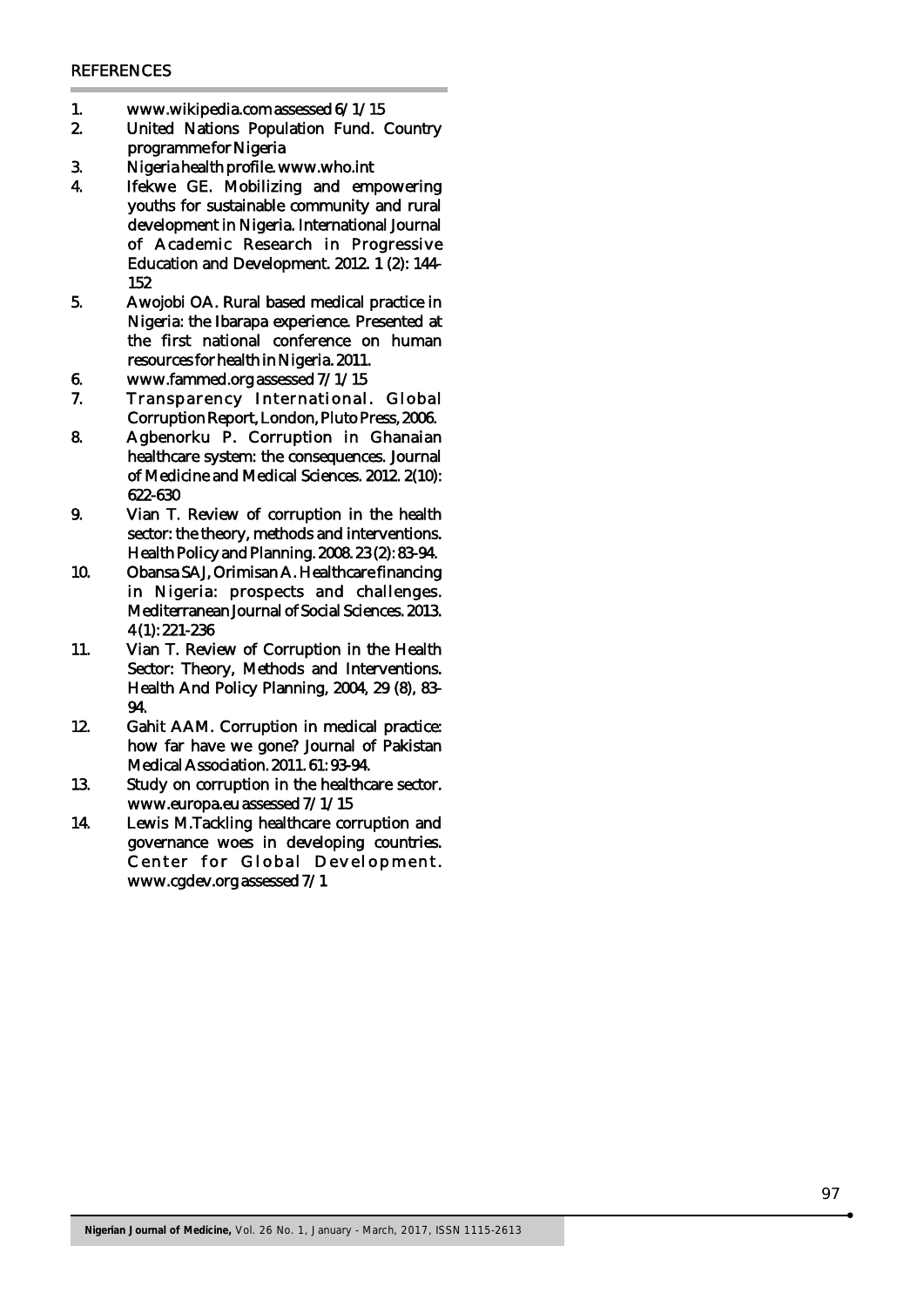## REFERENCES

1. www.wikipedia.com assessed 6/1/15
2. United Nations Population Fund. Country programme for Nigeria
3. Nigeria health profile. www.who.int
4. Ifekwe GE. Mobilizing and empowering youths for sustainable community and rural development in Nigeria. International Journal of Academic Research in Progressive Education and Development. 2012. 1 (2): 144-152
5. Awojobi OA. Rural based medical practice in Nigeria: the Ibarapa experience. Presented at the first national conference on human resources for health in Nigeria. 2011.
6. www.fammed.org assessed 7/1/15
7. Transparency International. Global Corruption Report, London, Pluto Press, 2006.
8. Agbenorku P. Corruption in Ghanaian healthcare system: the consequences. Journal of Medicine and Medical Sciences. 2012. 2(10): 622-630
9. Vian T. Review of corruption in the health sector: the theory, methods and interventions. Health Policy and Planning. 2008. 23 (2): 83-94.
10. Obansa SAJ, Orimisan A. Healthcare financing in Nigeria: prospects and challenges. Mediterranean Journal of Social Sciences. 2013. 4 (1): 221-236
11. Vian T. Review of Corruption in the Health Sector: Theory, Methods and Interventions. Health And Policy Planning, 2004, 29 (8), 83-94.
12. Gahit AAM. Corruption in medical practice: how far have we gone? Journal of Pakistan Medical Association. 2011. 61: 93-94.
13. Study on corruption in the healthcare sector. www.europa.eu assessed 7/1/15
14. Lewis M.Tackling healthcare corruption and governance woes in developing countries. Center for Global Development. www.cgdev.org assessed 7/1